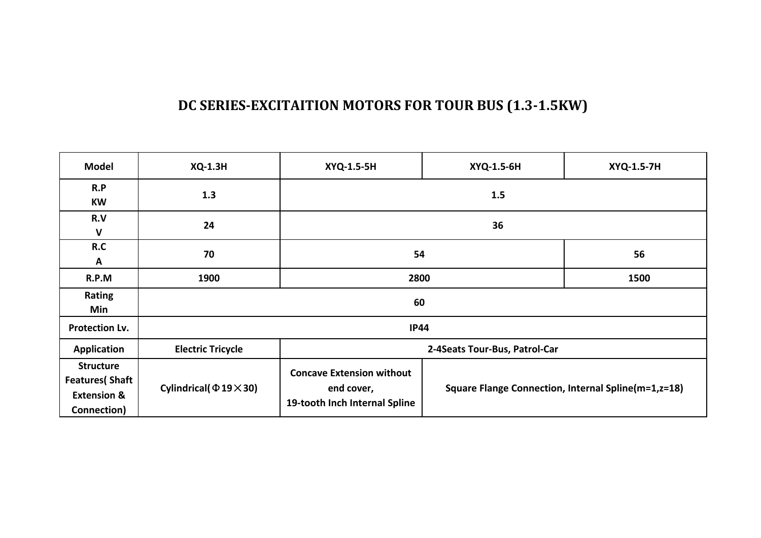# DC SERIES-EXCITAITION MOTORS FOR TOUR BUS (1.3-1.5KW)

| Model | XQ-1.3H | XYQ-1.5-5H | XYQ-1.5-6H | XYQ-1.5-7H |
|---|---|---|---|---|
| R.P KW | 1.3 | 1.5 | | |
| R.V V | 24 | 36 | | |
| R.C A | 70 | 54 | | 56 |
| R.P.M | 1900 | 2800 | | 1500 |
| Rating Min | 60 | | | |
| Protection Lv. | IP44 | | | |
| Application | Electric Tricycle | 2-4Seats Tour-Bus, Patrol-Car | | |
| Structure Features( Shaft Extension & Connection) | Cylindrical(Φ19×30) | Concave Extension without end cover, 19-tooth Inch Internal Spline | Square Flange Connection, Internal Spline(m=1,z=18) | |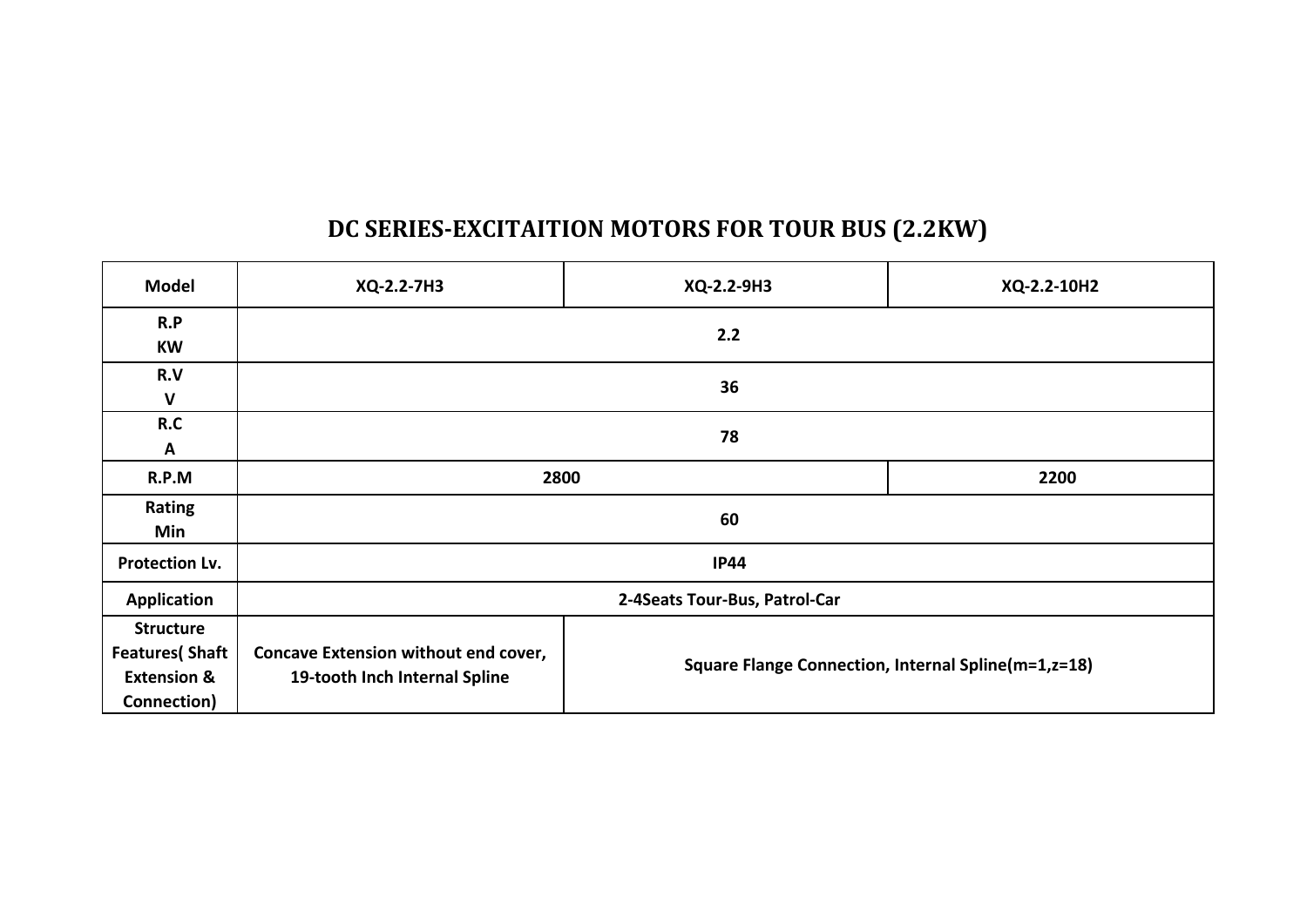# DC SERIES-EXCITAITION MOTORS FOR TOUR BUS (2.2KW)

| Model | XQ-2.2-7H3 | XQ-2.2-9H3 | XQ-2.2-10H2 |
|---|---|---|---|
| R.P KW | 2.2 | | |
| R.V V | 36 | | |
| R.C A | 78 | | |
| R.P.M | 2800 | | 2200 |
| Rating Min | 60 | | |
| Protection Lv. | IP44 | | |
| Application | 2-4Seats Tour-Bus, Patrol-Car | | |
| Structure Features( Shaft Extension & Connection) | Concave Extension without end cover, 19-tooth Inch Internal Spline | Square Flange Connection, Internal Spline(m=1,z=18) | |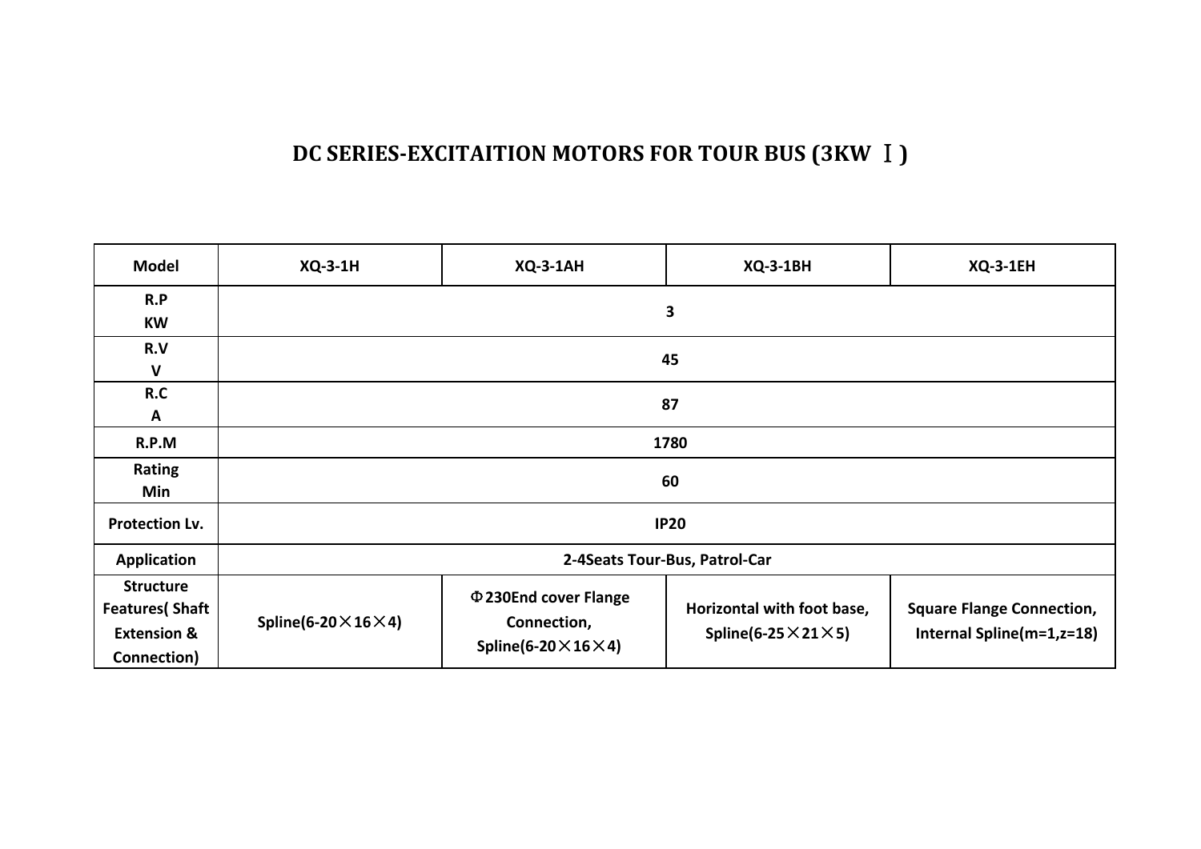# DC SERIES-EXCITAITION MOTORS FOR TOUR BUS (3KW Ⅰ)

| Model | XQ-3-1H | XQ-3-1AH | XQ-3-1BH | XQ-3-1EH |
|---|---|---|---|---|
| R.P KW | 3 | | | |
| R.V V | 45 | | | |
| R.C A | 87 | | | |
| R.P.M | 1780 | | | |
| Rating Min | 60 | | | |
| Protection Lv. | IP20 | | | |
| Application | 2-4Seats Tour-Bus, Patrol-Car | | | |
| Structure Features( Shaft Extension & Connection) | Spline(6-20×16×4) | Φ230End cover Flange Connection, Spline(6-20×16×4) | Horizontal with foot base, Spline(6-25×21×5) | Square Flange Connection, Internal Spline(m=1,z=18) |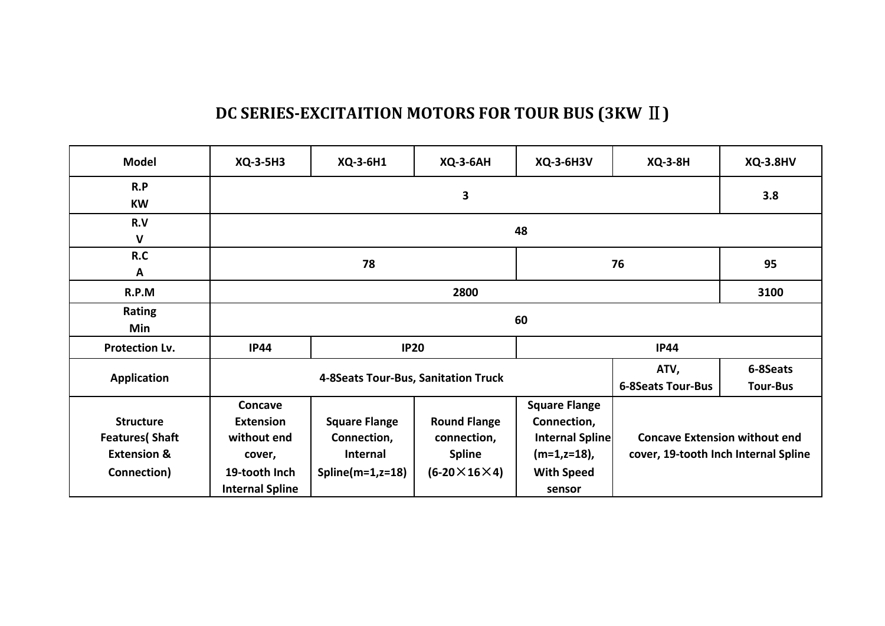# DC SERIES-EXCITAITION MOTORS FOR TOUR BUS (3KW Ⅱ)

| Model | XQ-3-5H3 | XQ-3-6H1 | XQ-3-6AH | XQ-3-6H3V | XQ-3-8H | XQ-3.8HV |
|---|---|---|---|---|---|---|
| R.P KW | 3 | | | | | 3.8 |
| R.V V | 48 | | | | | |
| R.C A | 78 | | | 76 | | 95 |
| R.P.M | 2800 | | | | | 3100 |
| Rating Min | 60 | | | | | |
| Protection Lv. | IP44 | IP20 | | IP44 | | |
| Application | 4-8Seats Tour-Bus, Sanitation Truck | | | | ATV, 6-8Seats Tour-Bus | 6-8Seats Tour-Bus |
| Structure Features( Shaft Extension & Connection) | Concave Extension without end cover, 19-tooth Inch Internal Spline | Square Flange Connection, Internal Spline(m=1,z=18) | Round Flange connection, Spline (6-20×16×4) | Square Flange Connection, Internal Spline (m=1,z=18), With Speed sensor | Concave Extension without end cover, 19-tooth Inch Internal Spline | |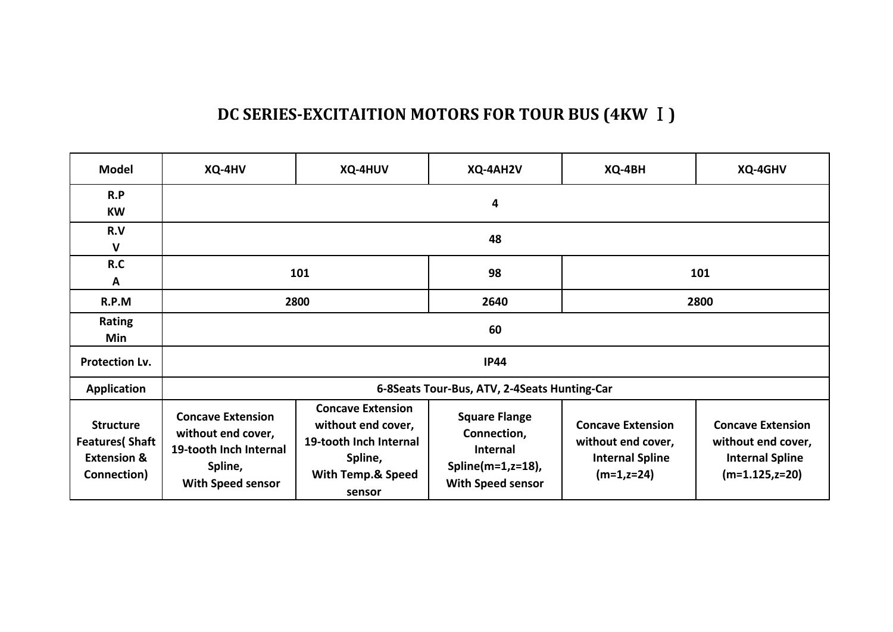# DC SERIES-EXCITAITION MOTORS FOR TOUR BUS (4KW Ⅰ)

| Model | XQ-4HV | XQ-4HUV | XQ-4AH2V | XQ-4BH | XQ-4GHV |
|---|---|---|---|---|---|
| R.P KW | 4 | | | | |
| R.V V | 48 | | | | |
| R.C A | 101 | | 98 | 101 | |
| R.P.M | 2800 | | 2640 | 2800 | |
| Rating Min | 60 | | | | |
| Protection Lv. | IP44 | | | | |
| Application | 6-8Seats Tour-Bus, ATV, 2-4Seats Hunting-Car | | | | |
| Structure Features( Shaft Extension & Connection) | Concave Extension without end cover, 19-tooth Inch Internal Spline, With Speed sensor | Concave Extension without end cover, 19-tooth Inch Internal Spline, With Temp.& Speed sensor | Square Flange Connection, Internal Spline(m=1,z=18), With Speed sensor | Concave Extension without end cover, Internal Spline (m=1,z=24) | Concave Extension without end cover, Internal Spline (m=1.125,z=20) |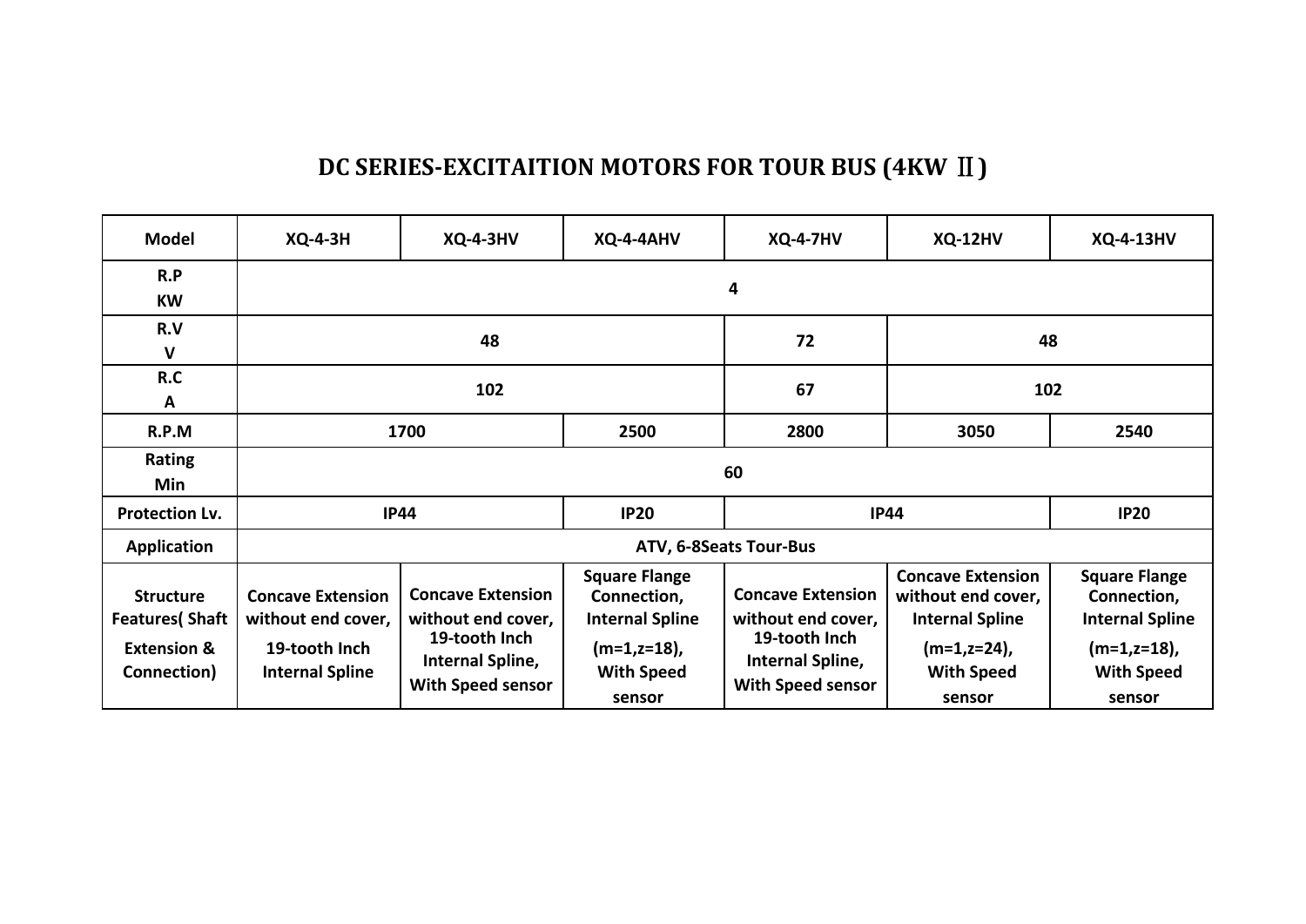# DC SERIES-EXCITAITION MOTORS FOR TOUR BUS (4KW Ⅱ)

| Model | XQ-4-3H | XQ-4-3HV | XQ-4-4AHV | XQ-4-7HV | XQ-12HV | XQ-4-13HV |
|---|---|---|---|---|---|---|
| R.P KW | 4 | | | | | |
| R.V V | 48 | | | 72 | 48 | |
| R.C A | 102 | | | 67 | 102 | |
| R.P.M | 1700 | | 2500 | 2800 | 3050 | 2540 |
| Rating Min | 60 | | | | | |
| Protection Lv. | IP44 | | IP20 | IP44 | | IP20 |
| Application | ATV, 6-8Seats Tour-Bus | | | | | |
| Structure Features( Shaft Extension & Connection) | Concave Extension without end cover, 19-tooth Inch Internal Spline | Concave Extension without end cover, 19-tooth Inch Internal Spline, With Speed sensor | Square Flange Connection, Internal Spline (m=1,z=18), With Speed sensor | Concave Extension without end cover, 19-tooth Inch Internal Spline, With Speed sensor | Concave Extension without end cover, Internal Spline (m=1,z=24), With Speed sensor | Square Flange Connection, Internal Spline (m=1,z=18), With Speed sensor |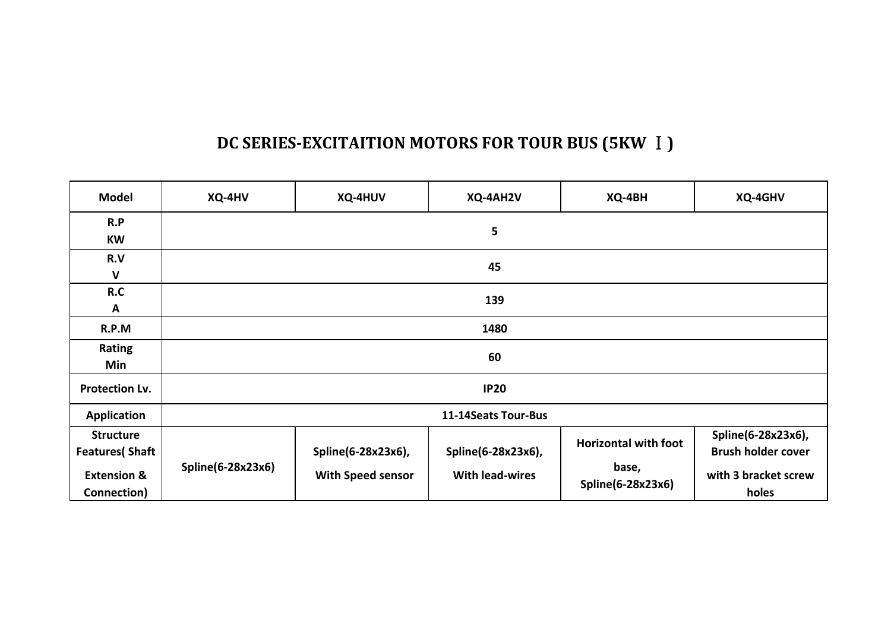## DC SERIES-EXCITAITION MOTORS FOR TOUR BUS (5KW Ⅰ)

| Model | XQ-4HV | XQ-4HUV | XQ-4AH2V | XQ-4BH | XQ-4GHV |
|---|---|---|---|---|---|
| R.P KW | 5 | | | | |
| R.V V | 45 | | | | |
| R.C A | 139 | | | | |
| R.P.M | 1480 | | | | |
| Rating Min | 60 | | | | |
| Protection Lv. | IP20 | | | | |
| Application | 11-14Seats Tour-Bus | | | | |
| Structure Features( Shaft Extension & Connection) | Spline(6-28x23x6) | Spline(6-28x23x6), With Speed sensor | Spline(6-28x23x6), With lead-wires | Horizontal with foot base, Spline(6-28x23x6) | Spline(6-28x23x6), Brush holder cover with 3 bracket screw holes |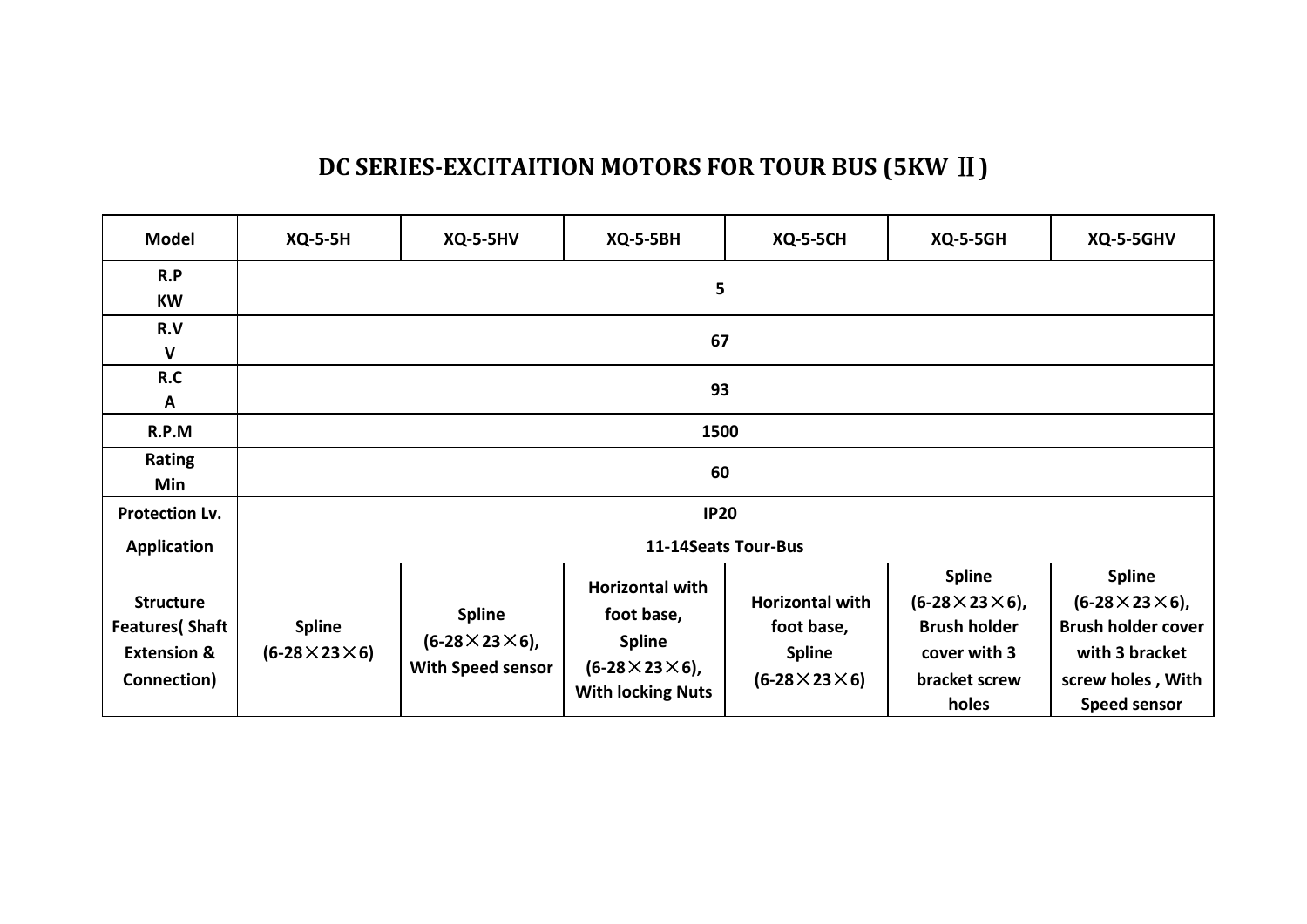# DC SERIES-EXCITAITION MOTORS FOR TOUR BUS (5KW Ⅱ)

| Model | XQ-5-5H | XQ-5-5HV | XQ-5-5BH | XQ-5-5CH | XQ-5-5GH | XQ-5-5GHV |
|---|---|---|---|---|---|---|
| R.P KW | 5 | | | | | |
| R.V V | 67 | | | | | |
| R.C A | 93 | | | | | |
| R.P.M | 1500 | | | | | |
| Rating Min | 60 | | | | | |
| Protection Lv. | IP20 | | | | | |
| Application | 11-14Seats Tour-Bus | | | | | |
| Structure Features( Shaft Extension & Connection) | Spline (6-28×23×6) | Spline (6-28×23×6), With Speed sensor | Horizontal with foot base, Spline (6-28×23×6), With locking Nuts | Horizontal with foot base, Spline (6-28×23×6) | Spline (6-28×23×6), Brush holder cover with 3 bracket screw holes | Spline (6-28×23×6), Brush holder cover with 3 bracket screw holes , With Speed sensor |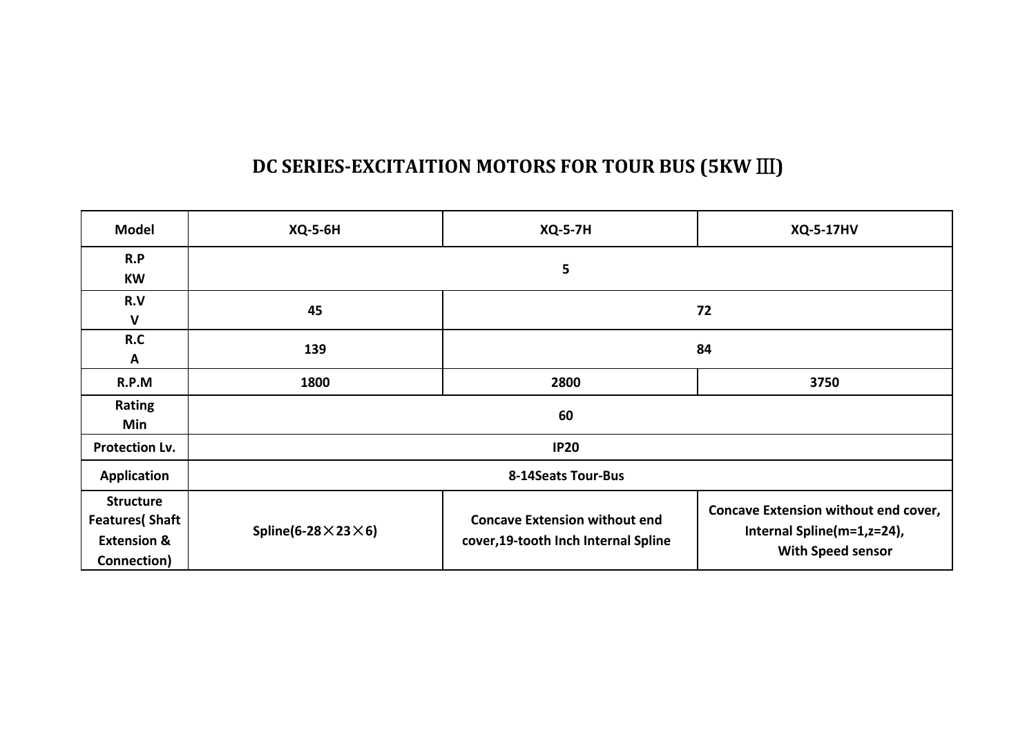# DC SERIES-EXCITAITION MOTORS FOR TOUR BUS (5KW Ⅲ)

| Model | XQ-5-6H | XQ-5-7H | XQ-5-17HV |
|---|---|---|---|
| R.P<br>KW | 5 | | |
| R.V<br>V | 45 | 72 | |
| R.C<br>A | 139 | 84 | |
| R.P.M | 1800 | 2800 | 3750 |
| Rating<br>Min | 60 | | |
| Protection Lv. | IP20 | | |
| Application | 8-14Seats Tour-Bus | | |
| Structure Features( Shaft Extension & Connection) | Spline(6-28×23×6) | Concave Extension without end cover,19-tooth Inch Internal Spline | Concave Extension without end cover, Internal Spline(m=1,z=24), With Speed sensor |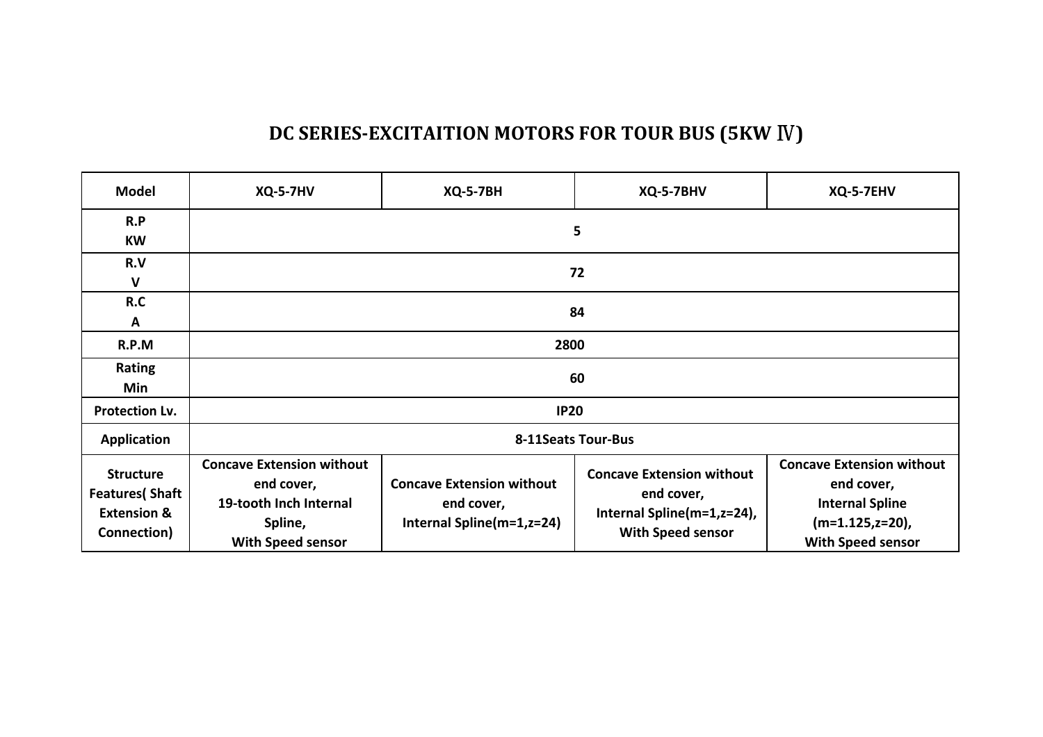# DC SERIES-EXCITAITION MOTORS FOR TOUR BUS (5KW Ⅳ)

| Model | XQ-5-7HV | XQ-5-7BH | XQ-5-7BHV | XQ-5-7EHV |
|---|---|---|---|---|
| R.P KW | 5 | | | |
| R.V V | 72 | | | |
| R.C A | 84 | | | |
| R.P.M | 2800 | | | |
| Rating Min | 60 | | | |
| Protection Lv. | IP20 | | | |
| Application | 8-11Seats Tour-Bus | | | |
| Structure Features( Shaft Extension & Connection) | Concave Extension without end cover, 19-tooth Inch Internal Spline, With Speed sensor | Concave Extension without end cover, Internal Spline(m=1,z=24) | Concave Extension without end cover, Internal Spline(m=1,z=24), With Speed sensor | Concave Extension without end cover, Internal Spline (m=1.125,z=20), With Speed sensor |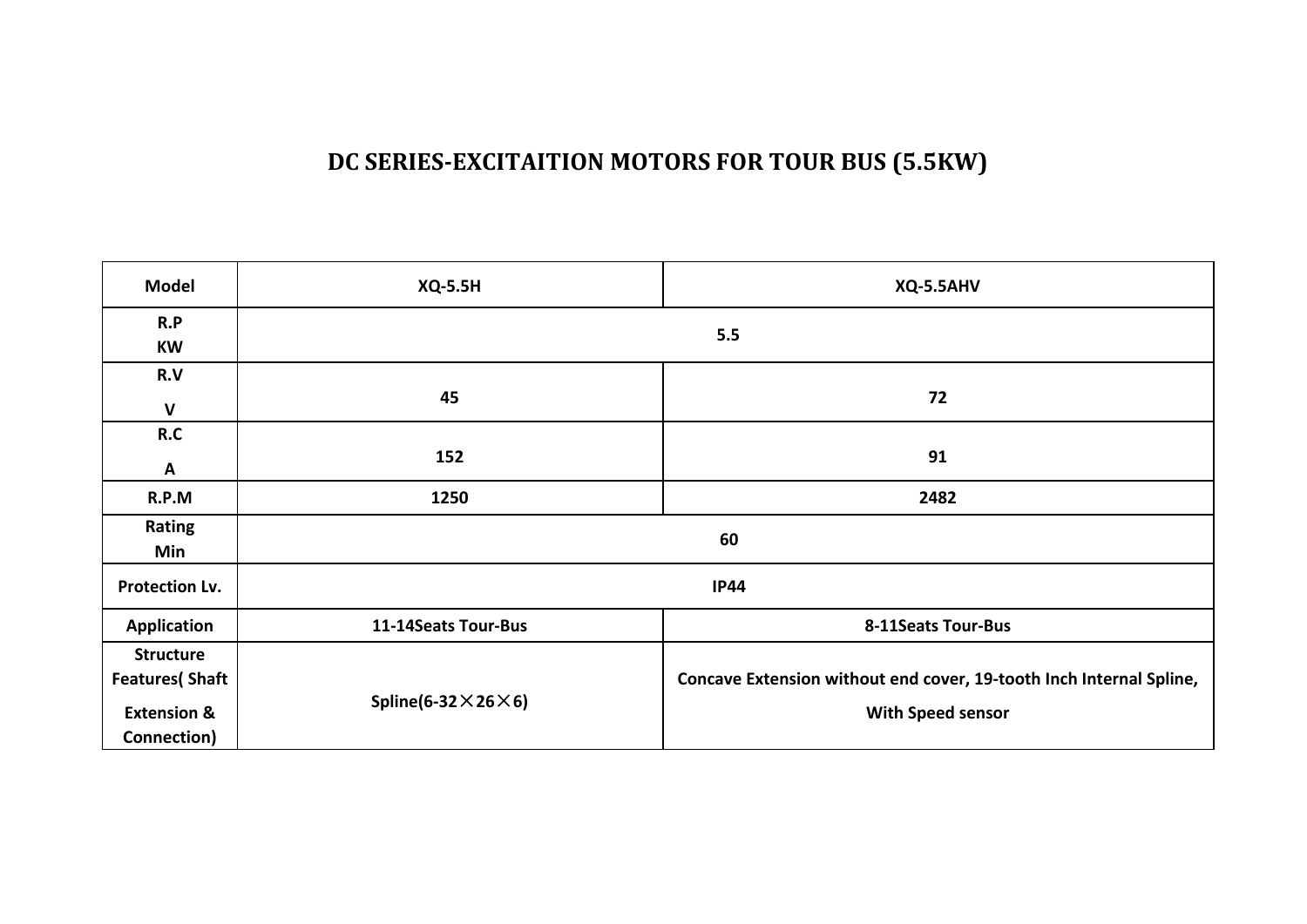# DC SERIES-EXCITAITION MOTORS FOR TOUR BUS (5.5KW)

| Model | XQ-5.5H | XQ-5.5AHV |
|---|---|---|
| R.P KW | 5.5 | |
| R.V V | 45 | 72 |
| R.C A | 152 | 91 |
| R.P.M | 1250 | 2482 |
| Rating Min | 60 | |
| Protection Lv. | IP44 | |
| Application | 11-14Seats Tour-Bus | 8-11Seats Tour-Bus |
| Structure Features( Shaft Extension & Connection) | Spline(6-32×26×6) | Concave Extension without end cover, 19-tooth Inch Internal Spline, With Speed sensor |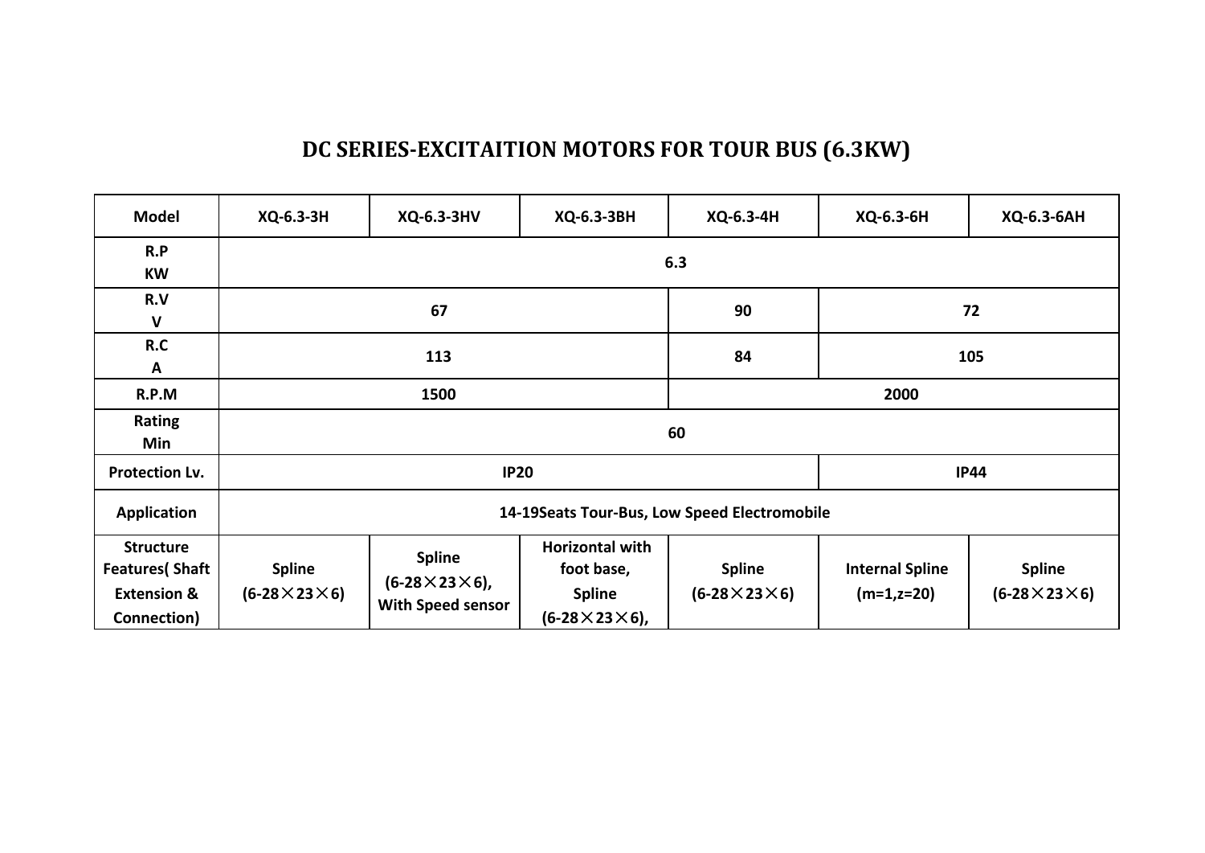# DC SERIES-EXCITAITION MOTORS FOR TOUR BUS (6.3KW)

| Model | XQ-6.3-3H | XQ-6.3-3HV | XQ-6.3-3BH | XQ-6.3-4H | XQ-6.3-6H | XQ-6.3-6AH |
|---|---|---|---|---|---|---|
| R.P KW | 6.3 | | | | | |
| R.V V | 67 | | | 90 | 72 | |
| R.C A | 113 | | | 84 | 105 | |
| R.P.M | 1500 | | | 2000 | | |
| Rating Min | 60 | | | | | |
| Protection Lv. | IP20 | | | | IP44 | |
| Application | 14-19Seats Tour-Bus, Low Speed Electromobile | | | | | |
| Structure Features( Shaft Extension & Connection) | Spline (6-28×23×6) | Spline (6-28×23×6), With Speed sensor | Horizontal with foot base, Spline (6-28×23×6), | Spline (6-28×23×6) | Internal Spline (m=1,z=20) | Spline (6-28×23×6) |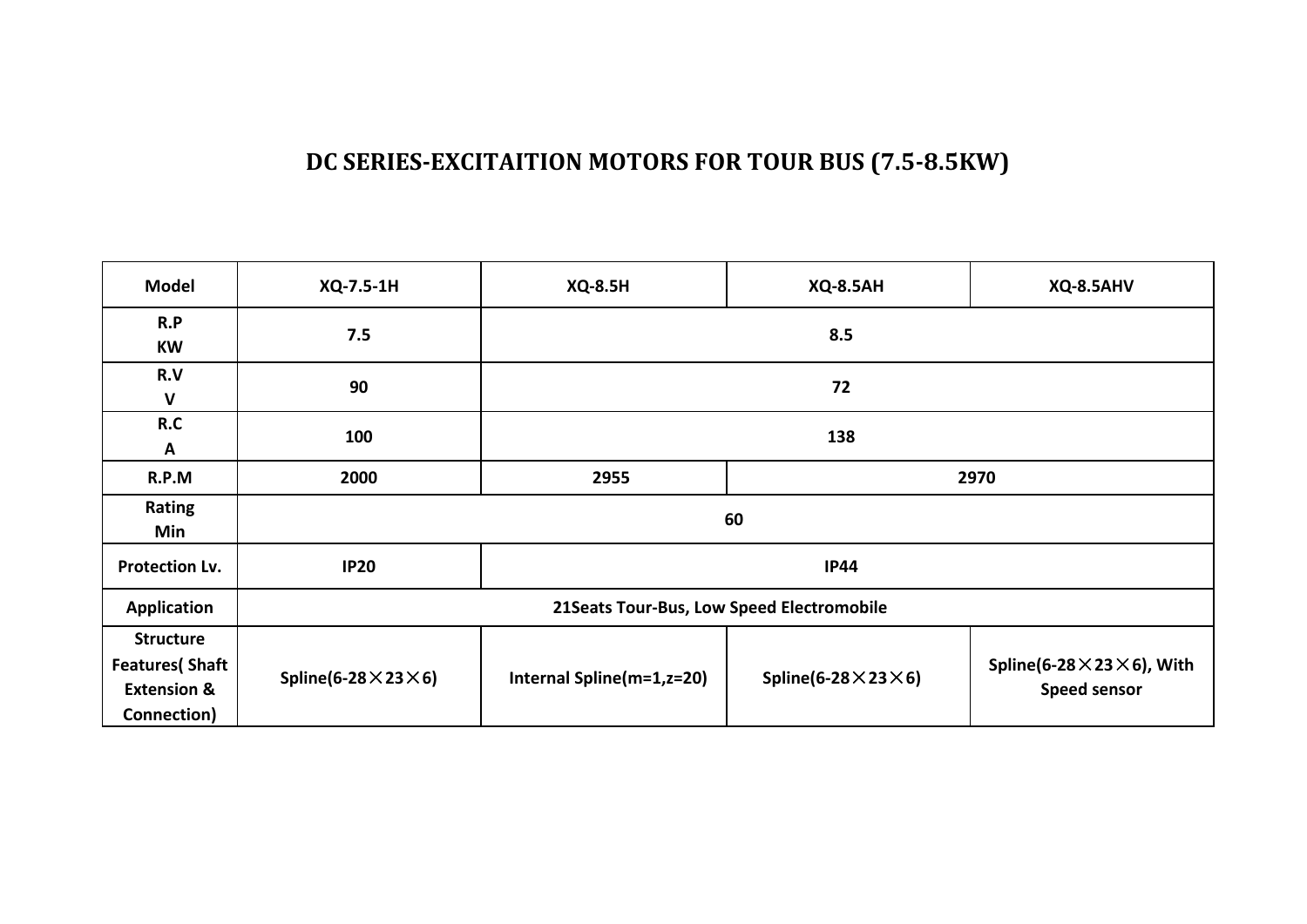# DC SERIES-EXCITAITION MOTORS FOR TOUR BUS (7.5-8.5KW)

| Model | XQ-7.5-1H | XQ-8.5H | XQ-8.5AH | XQ-8.5AHV |
|---|---|---|---|---|
| R.P<br>KW | 7.5 | 8.5 | | |
| R.V<br>V | 90 | 72 | | |
| R.C<br>A | 100 | 138 | | |
| R.P.M | 2000 | 2955 | 2970 | |
| Rating<br>Min | 60 | | | |
| Protection Lv. | IP20 | IP44 | | |
| Application | 21Seats Tour-Bus, Low Speed Electromobile | | | |
| Structure Features( Shaft Extension & Connection) | Spline(6-28×23×6) | Internal Spline(m=1,z=20) | Spline(6-28×23×6) | Spline(6-28×23×6), With Speed sensor |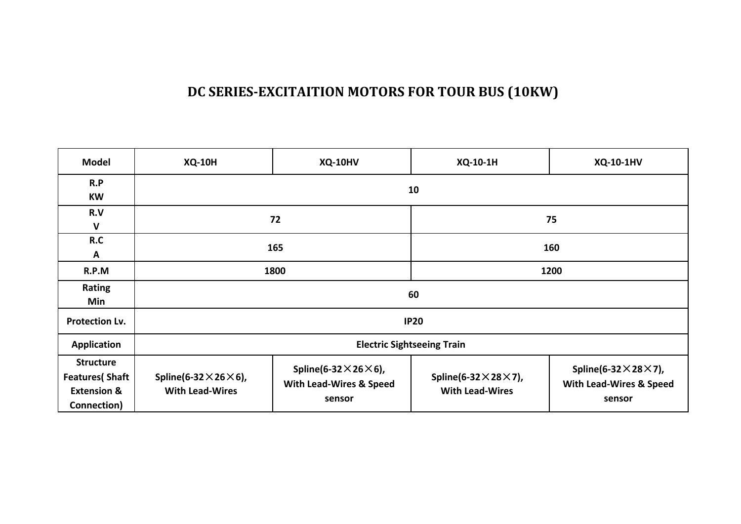# DC SERIES-EXCITAITION MOTORS FOR TOUR BUS (10KW)

| Model | XQ-10H | XQ-10HV | XQ-10-1H | XQ-10-1HV |
|---|---|---|---|---|
| R.P KW | 10 | | | |
| R.V V | 72 | | 75 | |
| R.C A | 165 | | 160 | |
| R.P.M | 1800 | | 1200 | |
| Rating Min | 60 | | | |
| Protection Lv. | IP20 | | | |
| Application | Electric Sightseeing Train | | | |
| Structure Features( Shaft Extension & Connection) | Spline(6-32×26×6), With Lead-Wires | Spline(6-32×26×6), With Lead-Wires & Speed sensor | Spline(6-32×28×7), With Lead-Wires | Spline(6-32×28×7), With Lead-Wires & Speed sensor |